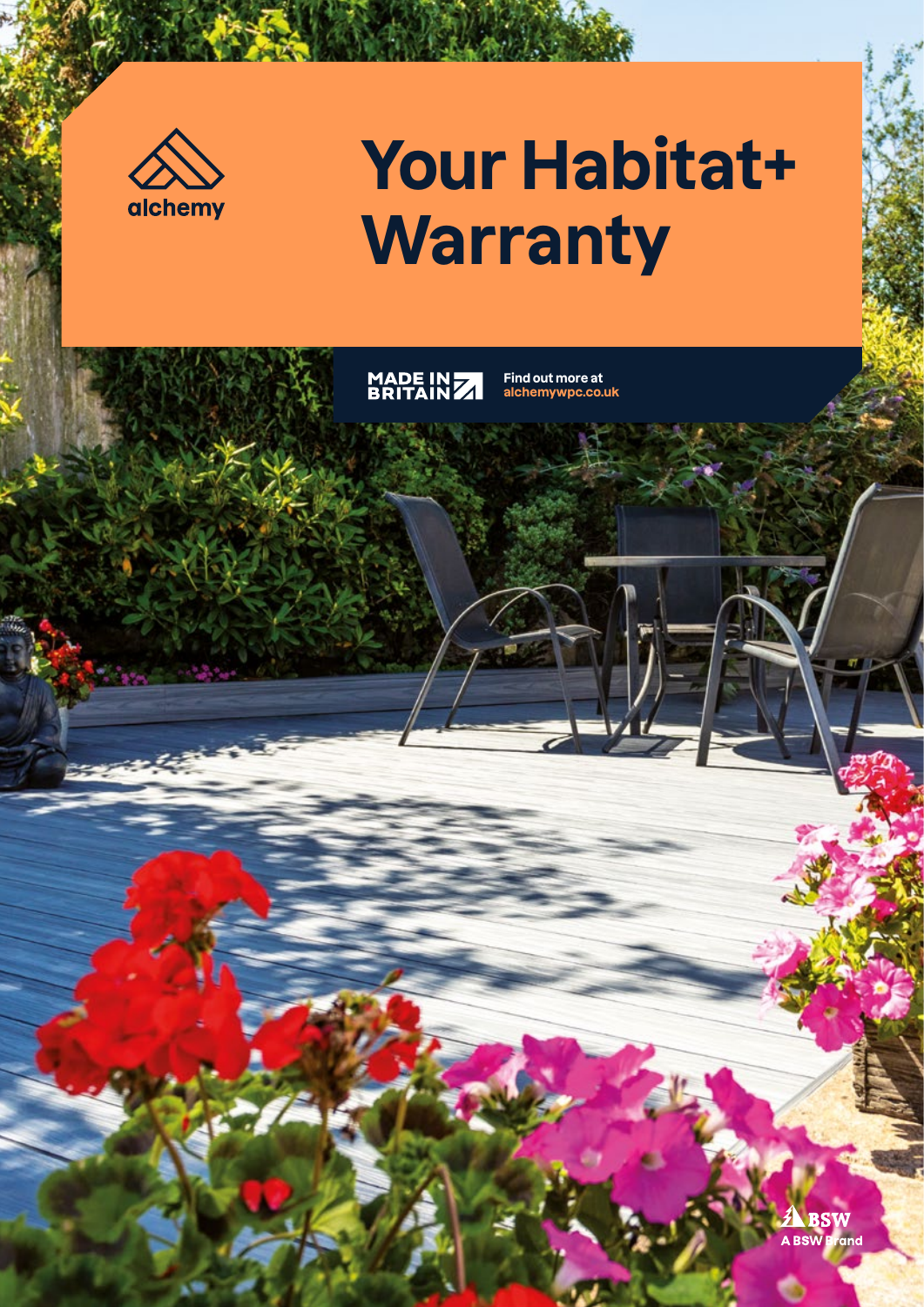alchemy

# Your Habitat+ Warranty

MADE IN BRITAIN

Find out more at
alchemywpc.co.uk

BSW
A BSW Brand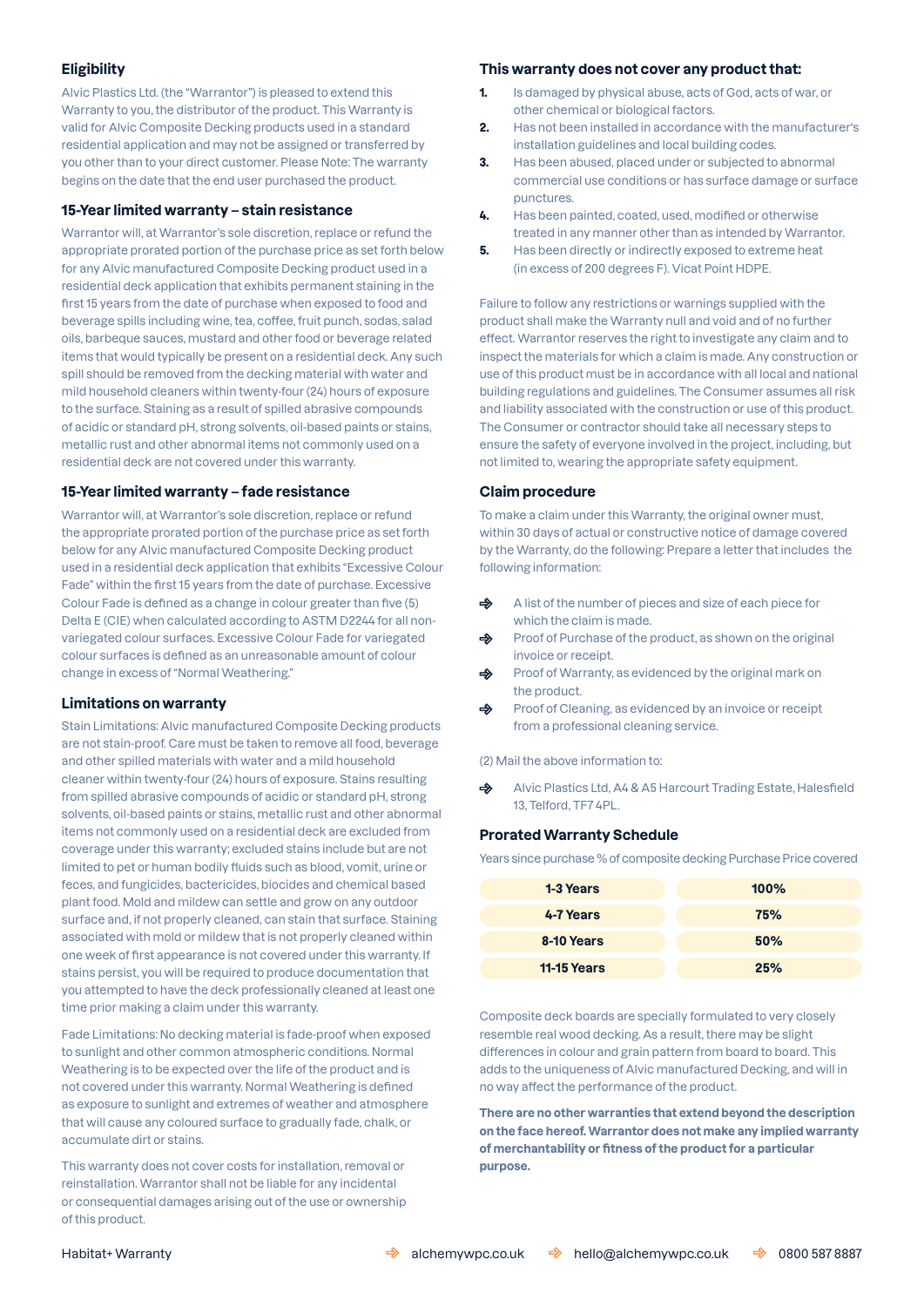## Eligibility

Alvic Plastics Ltd. (the "Warrantor") is pleased to extend this Warranty to you, the distributor of the product. This Warranty is valid for Alvic Composite Decking products used in a standard residential application and may not be assigned or transferred by you other than to your direct customer. Please Note: The warranty begins on the date that the end user purchased the product.

## 15-Year limited warranty – stain resistance

Warrantor will, at Warrantor's sole discretion, replace or refund the appropriate prorated portion of the purchase price as set forth below for any Alvic manufactured Composite Decking product used in a residential deck application that exhibits permanent staining in the first 15 years from the date of purchase when exposed to food and beverage spills including wine, tea, coffee, fruit punch, sodas, salad oils, barbeque sauces, mustard and other food or beverage related items that would typically be present on a residential deck. Any such spill should be removed from the decking material with water and mild household cleaners within twenty-four (24) hours of exposure to the surface. Staining as a result of spilled abrasive compounds of acidic or standard pH, strong solvents, oil-based paints or stains, metallic rust and other abnormal items not commonly used on a residential deck are not covered under this warranty.

## 15-Year limited warranty – fade resistance

Warrantor will, at Warrantor's sole discretion, replace or refund the appropriate prorated portion of the purchase price as set forth below for any Alvic manufactured Composite Decking product used in a residential deck application that exhibits "Excessive Colour Fade" within the first 15 years from the date of purchase. Excessive Colour Fade is defined as a change in colour greater than five (5) Delta E (CIE) when calculated according to ASTM D2244 for all non-variegated colour surfaces. Excessive Colour Fade for variegated colour surfaces is defined as an unreasonable amount of colour change in excess of "Normal Weathering."

## Limitations on warranty

Stain Limitations: Alvic manufactured Composite Decking products are not stain-proof. Care must be taken to remove all food, beverage and other spilled materials with water and a mild household cleaner within twenty-four (24) hours of exposure. Stains resulting from spilled abrasive compounds of acidic or standard pH, strong solvents, oil-based paints or stains, metallic rust and other abnormal items not commonly used on a residential deck are excluded from coverage under this warranty; excluded stains include but are not limited to pet or human bodily fluids such as blood, vomit, urine or feces, and fungicides, bactericides, biocides and chemical based plant food. Mold and mildew can settle and grow on any outdoor surface and, if not properly cleaned, can stain that surface. Staining associated with mold or mildew that is not properly cleaned within one week of first appearance is not covered under this warranty. If stains persist, you will be required to produce documentation that you attempted to have the deck professionally cleaned at least one time prior making a claim under this warranty.

Fade Limitations: No decking material is fade-proof when exposed to sunlight and other common atmospheric conditions. Normal Weathering is to be expected over the life of the product and is not covered under this warranty. Normal Weathering is defined as exposure to sunlight and extremes of weather and atmosphere that will cause any coloured surface to gradually fade, chalk, or accumulate dirt or stains.

This warranty does not cover costs for installation, removal or reinstallation. Warrantor shall not be liable for any incidental or consequential damages arising out of the use or ownership of this product.

## This warranty does not cover any product that:

1. Is damaged by physical abuse, acts of God, acts of war, or other chemical or biological factors.
2. Has not been installed in accordance with the manufacturer's installation guidelines and local building codes.
3. Has been abused, placed under or subjected to abnormal commercial use conditions or has surface damage or surface punctures.
4. Has been painted, coated, used, modified or otherwise treated in any manner other than as intended by Warrantor.
5. Has been directly or indirectly exposed to extreme heat (in excess of 200 degrees F). Vicat Point HDPE.

Failure to follow any restrictions or warnings supplied with the product shall make the Warranty null and void and of no further effect. Warrantor reserves the right to investigate any claim and to inspect the materials for which a claim is made. Any construction or use of this product must be in accordance with all local and national building regulations and guidelines. The Consumer assumes all risk and liability associated with the construction or use of this product. The Consumer or contractor should take all necessary steps to ensure the safety of everyone involved in the project, including, but not limited to, wearing the appropriate safety equipment.

## Claim procedure

To make a claim under this Warranty, the original owner must, within 30 days of actual or constructive notice of damage covered by the Warranty, do the following: Prepare a letter that includes the following information:

- A list of the number of pieces and size of each piece for which the claim is made.
- Proof of Purchase of the product, as shown on the original invoice or receipt.
- Proof of Warranty, as evidenced by the original mark on the product.
- Proof of Cleaning, as evidenced by an invoice or receipt from a professional cleaning service.

(2) Mail the above information to:

- Alvic Plastics Ltd, A4 & A5 Harcourt Trading Estate, Halesfield 13, Telford, TF7 4PL.

## Prorated Warranty Schedule

Years since purchase % of composite decking Purchase Price covered

| | |
|---|---|
| 1-3 Years | 100% |
| 4-7 Years | 75% |
| 8-10 Years | 50% |
| 11-15 Years | 25% |

Composite deck boards are specially formulated to very closely resemble real wood decking. As a result, there may be slight differences in colour and grain pattern from board to board. This adds to the uniqueness of Alvic manufactured Decking, and will in no way affect the performance of the product.

**There are no other warranties that extend beyond the description on the face hereof. Warrantor does not make any implied warranty of merchantability or fitness of the product for a particular purpose.**

Habitat+ Warranty    alchemywpc.co.uk    hello@alchemywpc.co.uk    0800 587 8887